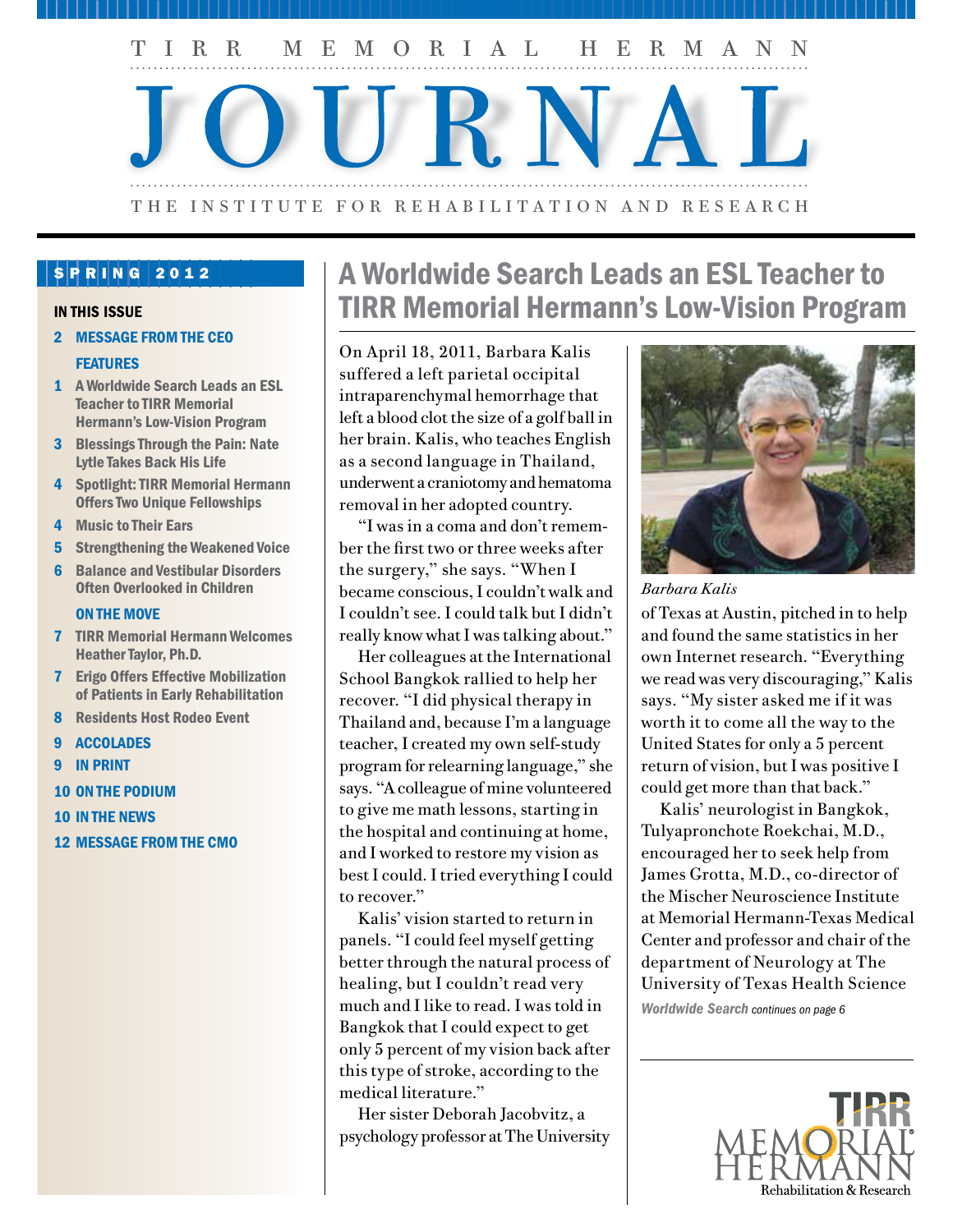# TIRR MEMORIAL HERMANN JOURNAL

THE INSTITUTE FOR REHABILITATION AND RESEARCH

SPRING 2012

**IN THIS ISSUE**

2 MESSAGE FROM THE CEO

FEATURES

1 A Worldwide Search Leads an ESL Teacher to TIRR Memorial Hermann's Low-Vision Program

3 Blessings Through the Pain: Nate Lytle Takes Back His Life

4 Spotlight: TIRR Memorial Hermann Offers Two Unique Fellowships

4 Music to Their Ears

5 Strengthening the Weakened Voice

6 Balance and Vestibular Disorders Often Overlooked in Children

ON THE MOVE

7 TIRR Memorial Hermann Welcomes Heather Taylor, Ph.D.

7 Erigo Offers Effective Mobilization of Patients in Early Rehabilitation

8 Residents Host Rodeo Event

9 ACCOLADES

9 IN PRINT

10 ON THE PODIUM

10 IN THE NEWS

12 MESSAGE FROM THE CMO

## A Worldwide Search Leads an ESL Teacher to TIRR Memorial Hermann's Low-Vision Program

On April 18, 2011, Barbara Kalis suffered a left parietal occipital intraparenchymal hemorrhage that left a blood clot the size of a golf ball in her brain. Kalis, who teaches English as a second language in Thailand, underwent a craniotomy and hematoma removal in her adopted country.

"I was in a coma and don't remember the first two or three weeks after the surgery," she says. "When I became conscious, I couldn't walk and I couldn't see. I could talk but I didn't really know what I was talking about."

Her colleagues at the International School Bangkok rallied to help her recover. "I did physical therapy in Thailand and, because I'm a language teacher, I created my own self-study program for relearning language," she says. "A colleague of mine volunteered to give me math lessons, starting in the hospital and continuing at home, and I worked to restore my vision as best I could. I tried everything I could to recover."

Kalis' vision started to return in panels. "I could feel myself getting better through the natural process of healing, but I couldn't read very much and I like to read. I was told in Bangkok that I could expect to get only 5 percent of my vision back after this type of stroke, according to the medical literature."

Her sister Deborah Jacobvitz, a psychology professor at The University of Texas at Austin, pitched in to help and found the same statistics in her own Internet research. "Everything we read was very discouraging," Kalis says. "My sister asked me if it was worth it to come all the way to the United States for only a 5 percent return of vision, but I was positive I could get more than that back."

*Barbara Kalis*

Kalis' neurologist in Bangkok, Tulyapronchote Roekchai, M.D., encouraged her to seek help from James Grotta, M.D., co-director of the Mischer Neuroscience Institute at Memorial Hermann-Texas Medical Center and professor and chair of the department of Neurology at The University of Texas Health Science

*Worldwide Search continues on page 6*

TIRR MEMORIAL HERMANN Rehabilitation & Research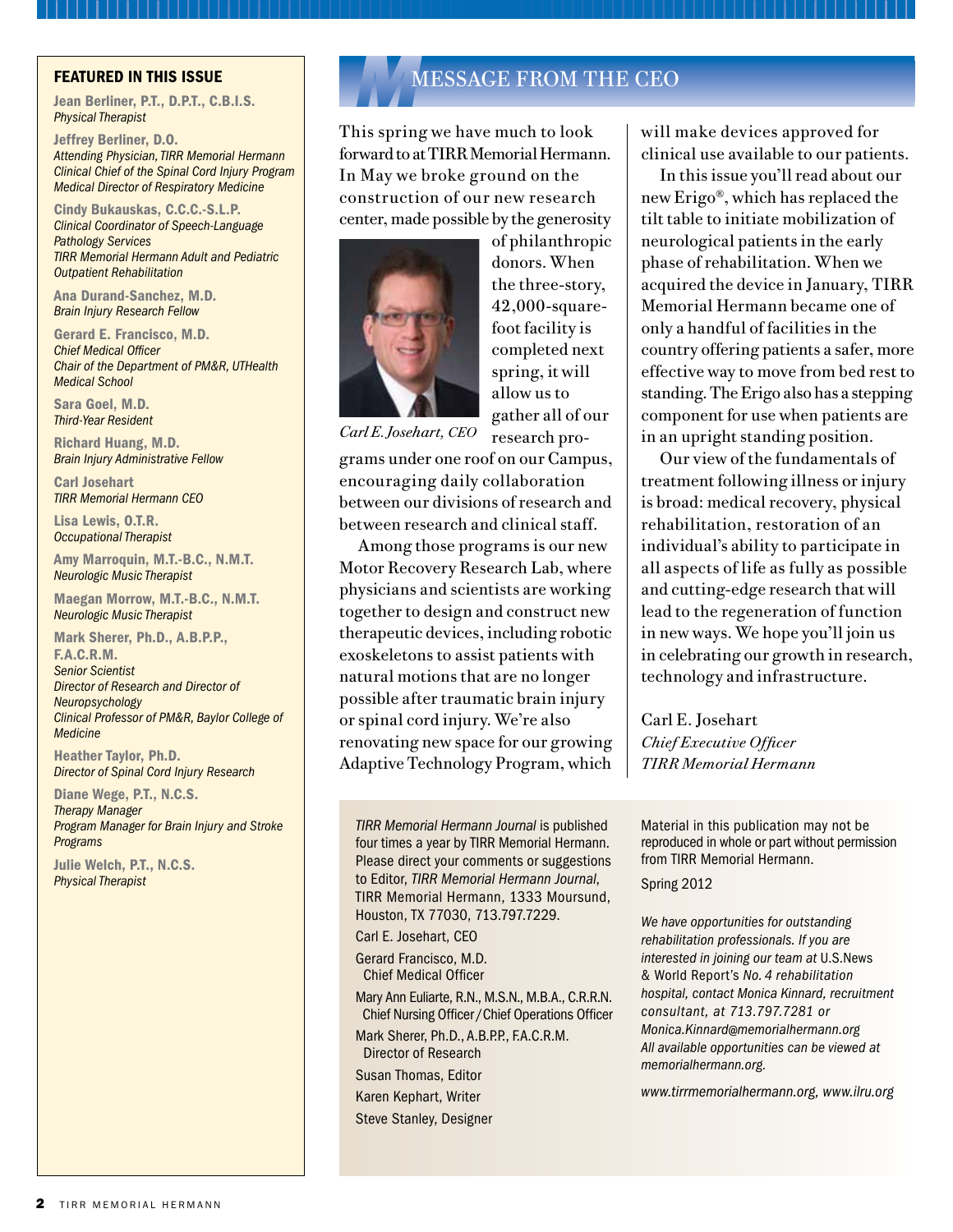## FEATURED IN THIS ISSUE

**Jean Berliner, P.T., D.P.T., C.B.I.S.**
*Physical Therapist*

**Jeffrey Berliner, D.O.**
*Attending Physician, TIRR Memorial Hermann*
*Clinical Chief of the Spinal Cord Injury Program*
*Medical Director of Respiratory Medicine*

**Cindy Bukauskas, C.C.C.-S.L.P.**
*Clinical Coordinator of Speech-Language Pathology Services*
*TIRR Memorial Hermann Adult and Pediatric Outpatient Rehabilitation*

**Ana Durand-Sanchez, M.D.**
*Brain Injury Research Fellow*

**Gerard E. Francisco, M.D.**
*Chief Medical Officer*
*Chair of the Department of PM&R, UTHealth Medical School*

**Sara Goel, M.D.**
*Third-Year Resident*

**Richard Huang, M.D.**
*Brain Injury Administrative Fellow*

**Carl Josehart**
*TIRR Memorial Hermann CEO*

**Lisa Lewis, O.T.R.**
*Occupational Therapist*

**Amy Marroquin, M.T.-B.C., N.M.T.**
*Neurologic Music Therapist*

**Maegan Morrow, M.T.-B.C., N.M.T.**
*Neurologic Music Therapist*

**Mark Sherer, Ph.D., A.B.P.P., F.A.C.R.M.**
*Senior Scientist*
*Director of Research and Director of Neuropsychology*
*Clinical Professor of PM&R, Baylor College of Medicine*

**Heather Taylor, Ph.D.**
*Director of Spinal Cord Injury Research*

**Diane Wege, P.T., N.C.S.**
*Therapy Manager*
*Program Manager for Brain Injury and Stroke Programs*

**Julie Welch, P.T., N.C.S.**
*Physical Therapist*

# MESSAGE FROM THE CEO

This spring we have much to look forward to at TIRR Memorial Hermann. In May we broke ground on the construction of our new research center, made possible by the generosity of philanthropic donors. When the three-story, 42,000-square-foot facility is completed next spring, it will allow us to gather all of our research programs under one roof on our Campus, encouraging daily collaboration between our divisions of research and between research and clinical staff.

*Carl E. Josehart, CEO*

Among those programs is our new Motor Recovery Research Lab, where physicians and scientists are working together to design and construct new therapeutic devices, including robotic exoskeletons to assist patients with natural motions that are no longer possible after traumatic brain injury or spinal cord injury. We're also renovating new space for our growing Adaptive Technology Program, which will make devices approved for clinical use available to our patients.

In this issue you'll read about our new Erigo®, which has replaced the tilt table to initiate mobilization of neurological patients in the early phase of rehabilitation. When we acquired the device in January, TIRR Memorial Hermann became one of only a handful of facilities in the country offering patients a safer, more effective way to move from bed rest to standing. The Erigo also has a stepping component for use when patients are in an upright standing position.

Our view of the fundamentals of treatment following illness or injury is broad: medical recovery, physical rehabilitation, restoration of an individual's ability to participate in all aspects of life as fully as possible and cutting-edge research that will lead to the regeneration of function in new ways. We hope you'll join us in celebrating our growth in research, technology and infrastructure.

Carl E. Josehart
*Chief Executive Officer*
*TIRR Memorial Hermann*

---

*TIRR Memorial Hermann Journal* is published four times a year by TIRR Memorial Hermann. Please direct your comments or suggestions to Editor, *TIRR Memorial Hermann Journal*, TIRR Memorial Hermann, 1333 Moursund, Houston, TX 77030, 713.797.7229.

Carl E. Josehart, CEO

Gerard Francisco, M.D.
Chief Medical Officer

Mary Ann Euliarte, R.N., M.S.N., M.B.A., C.R.R.N.
Chief Nursing Officer / Chief Operations Officer

Mark Sherer, Ph.D., A.B.P.P., F.A.C.R.M.
Director of Research

Susan Thomas, Editor

Karen Kephart, Writer

Steve Stanley, Designer

Material in this publication may not be reproduced in whole or part without permission from TIRR Memorial Hermann.

Spring 2012

*We have opportunities for outstanding rehabilitation professionals. If you are interested in joining our team at* U.S.News & World Report's *No. 4 rehabilitation hospital, contact Monica Kinnard, recruitment consultant, at 713.797.7281 or Monica.Kinnard@memorialhermann.org All available opportunities can be viewed at memorialhermann.org.*

*www.tirrmemorialhermann.org, www.ilru.org*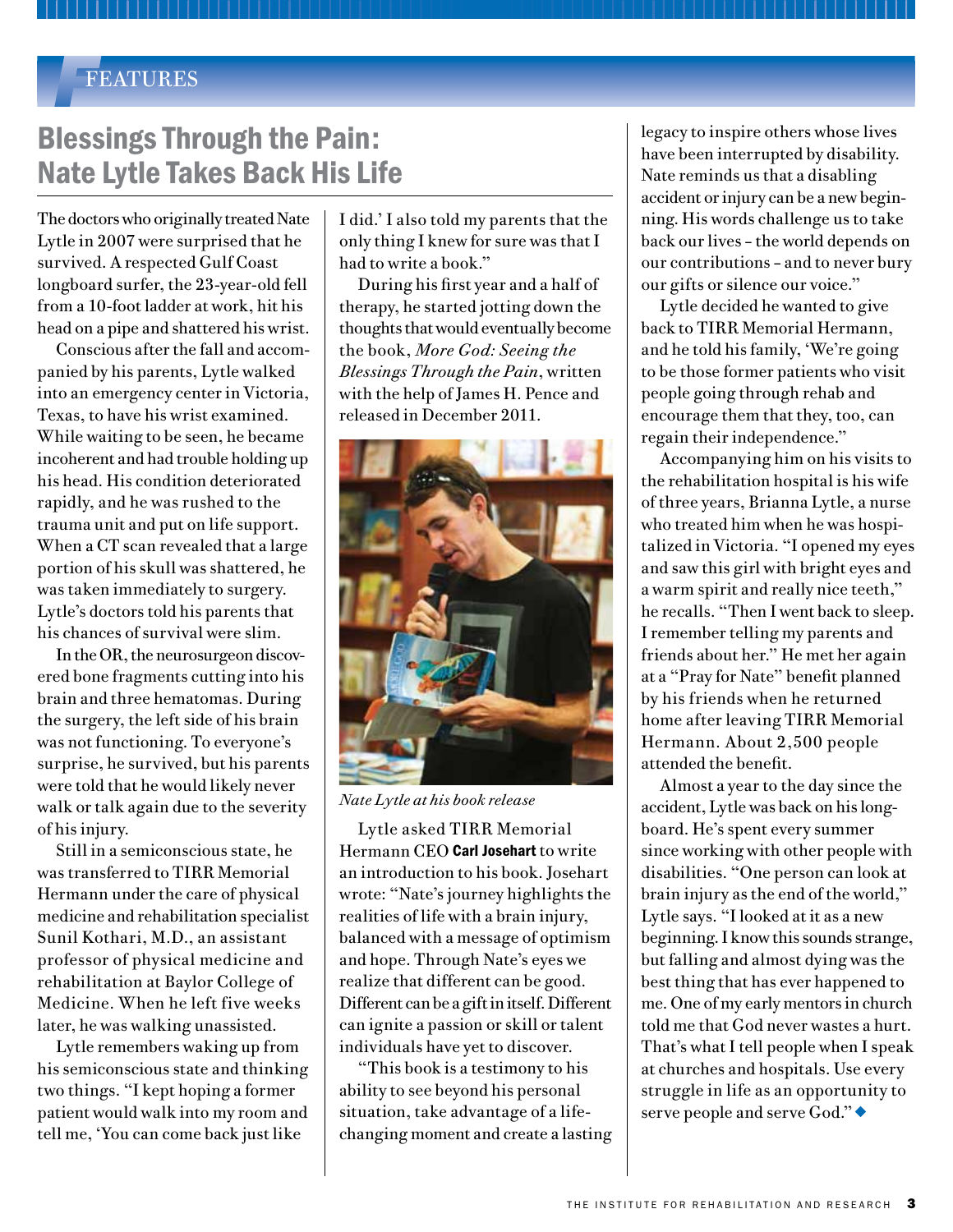FEATURES

# Blessings Through the Pain: Nate Lytle Takes Back His Life

The doctors who originally treated Nate Lytle in 2007 were surprised that he survived. A respected Gulf Coast longboard surfer, the 23-year-old fell from a 10-foot ladder at work, hit his head on a pipe and shattered his wrist.

Conscious after the fall and accompanied by his parents, Lytle walked into an emergency center in Victoria, Texas, to have his wrist examined. While waiting to be seen, he became incoherent and had trouble holding up his head. His condition deteriorated rapidly, and he was rushed to the trauma unit and put on life support. When a CT scan revealed that a large portion of his skull was shattered, he was taken immediately to surgery. Lytle's doctors told his parents that his chances of survival were slim.

In the OR, the neurosurgeon discovered bone fragments cutting into his brain and three hematomas. During the surgery, the left side of his brain was not functioning. To everyone's surprise, he survived, but his parents were told that he would likely never walk or talk again due to the severity of his injury.

Still in a semiconscious state, he was transferred to TIRR Memorial Hermann under the care of physical medicine and rehabilitation specialist Sunil Kothari, M.D., an assistant professor of physical medicine and rehabilitation at Baylor College of Medicine. When he left five weeks later, he was walking unassisted.

Lytle remembers waking up from his semiconscious state and thinking two things. "I kept hoping a former patient would walk into my room and tell me, 'You can come back just like I did.' I also told my parents that the only thing I knew for sure was that I had to write a book."

During his first year and a half of therapy, he started jotting down the thoughts that would eventually become the book, *More God: Seeing the Blessings Through the Pain*, written with the help of James H. Pence and released in December 2011.

*Nate Lytle at his book release*

Lytle asked TIRR Memorial Hermann CEO **Carl Josehart** to write an introduction to his book. Josehart wrote: "Nate's journey highlights the realities of life with a brain injury, balanced with a message of optimism and hope. Through Nate's eyes we realize that different can be good. Different can be a gift in itself. Different can ignite a passion or skill or talent individuals have yet to discover.

"This book is a testimony to his ability to see beyond his personal situation, take advantage of a life-changing moment and create a lasting legacy to inspire others whose lives have been interrupted by disability. Nate reminds us that a disabling accident or injury can be a new beginning. His words challenge us to take back our lives – the world depends on our contributions – and to never bury our gifts or silence our voice."

Lytle decided he wanted to give back to TIRR Memorial Hermann, and he told his family, 'We're going to be those former patients who visit people going through rehab and encourage them that they, too, can regain their independence."

Accompanying him on his visits to the rehabilitation hospital is his wife of three years, Brianna Lytle, a nurse who treated him when he was hospitalized in Victoria. "I opened my eyes and saw this girl with bright eyes and a warm spirit and really nice teeth," he recalls. "Then I went back to sleep. I remember telling my parents and friends about her." He met her again at a "Pray for Nate" benefit planned by his friends when he returned home after leaving TIRR Memorial Hermann. About 2,500 people attended the benefit.

Almost a year to the day since the accident, Lytle was back on his longboard. He's spent every summer since working with other people with disabilities. "One person can look at brain injury as the end of the world," Lytle says. "I looked at it as a new beginning. I know this sounds strange, but falling and almost dying was the best thing that has ever happened to me. One of my early mentors in church told me that God never wastes a hurt. That's what I tell people when I speak at churches and hospitals. Use every struggle in life as an opportunity to serve people and serve God." ◆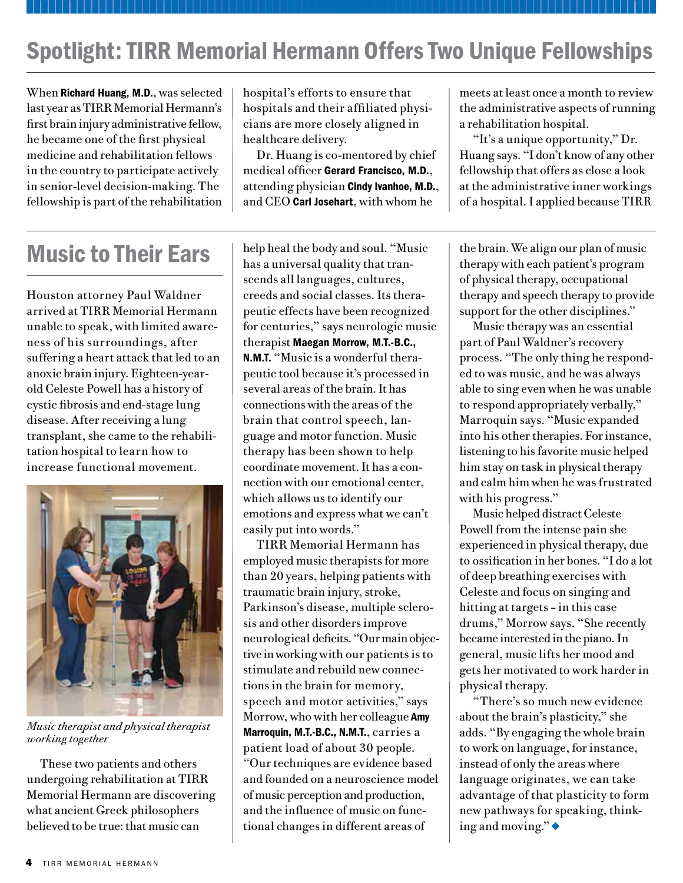## Spotlight: TIRR Memorial Hermann Offers Two Unique Fellowships

When **Richard Huang, M.D.**, was selected last year as TIRR Memorial Hermann's first brain injury administrative fellow, he became one of the first physical medicine and rehabilitation fellows in the country to participate actively in senior-level decision-making. The fellowship is part of the rehabilitation hospital's efforts to ensure that hospitals and their affiliated physicians are more closely aligned in healthcare delivery.

Dr. Huang is co-mentored by chief medical officer **Gerard Francisco, M.D.**, attending physician **Cindy Ivanhoe, M.D.**, and CEO **Carl Josehart**, with whom he meets at least once a month to review the administrative aspects of running a rehabilitation hospital.

"It's a unique opportunity," Dr. Huang says. "I don't know of any other fellowship that offers as close a look at the administrative inner workings of a hospital. I applied because TIRR

## Music to Their Ears

Houston attorney Paul Waldner arrived at TIRR Memorial Hermann unable to speak, with limited awareness of his surroundings, after suffering a heart attack that led to an anoxic brain injury. Eighteen-year-old Celeste Powell has a history of cystic fibrosis and end-stage lung disease. After receiving a lung transplant, she came to the rehabilitation hospital to learn how to increase functional movement.

*Music therapist and physical therapist working together*

These two patients and others undergoing rehabilitation at TIRR Memorial Hermann are discovering what ancient Greek philosophers believed to be true: that music can help heal the body and soul. "Music has a universal quality that transcends all languages, cultures, creeds and social classes. Its therapeutic effects have been recognized for centuries," says neurologic music therapist **Maegan Morrow, M.T.-B.C., N.M.T.** "Music is a wonderful therapeutic tool because it's processed in several areas of the brain. It has connections with the areas of the brain that control speech, language and motor function. Music therapy has been shown to help coordinate movement. It has a connection with our emotional center, which allows us to identify our emotions and express what we can't easily put into words."

TIRR Memorial Hermann has employed music therapists for more than 20 years, helping patients with traumatic brain injury, stroke, Parkinson's disease, multiple sclerosis and other disorders improve neurological deficits. "Our main objective in working with our patients is to stimulate and rebuild new connections in the brain for memory, speech and motor activities," says Morrow, who with her colleague **Amy Marroquin, M.T.-B.C., N.M.T.**, carries a patient load of about 30 people. "Our techniques are evidence based and founded on a neuroscience model of music perception and production, and the influence of music on functional changes in different areas of the brain. We align our plan of music therapy with each patient's program of physical therapy, occupational therapy and speech therapy to provide support for the other disciplines."

Music therapy was an essential part of Paul Waldner's recovery process. "The only thing he responded to was music, and he was always able to sing even when he was unable to respond appropriately verbally," Marroquin says. "Music expanded into his other therapies. For instance, listening to his favorite music helped him stay on task in physical therapy and calm him when he was frustrated with his progress."

Music helped distract Celeste Powell from the intense pain she experienced in physical therapy, due to ossification in her bones. "I do a lot of deep breathing exercises with Celeste and focus on singing and hitting at targets – in this case drums," Morrow says. "She recently became interested in the piano. In general, music lifts her mood and gets her motivated to work harder in physical therapy.

"There's so much new evidence about the brain's plasticity," she adds. "By engaging the whole brain to work on language, for instance, instead of only the areas where language originates, we can take advantage of that plasticity to form new pathways for speaking, thinking and moving." ◆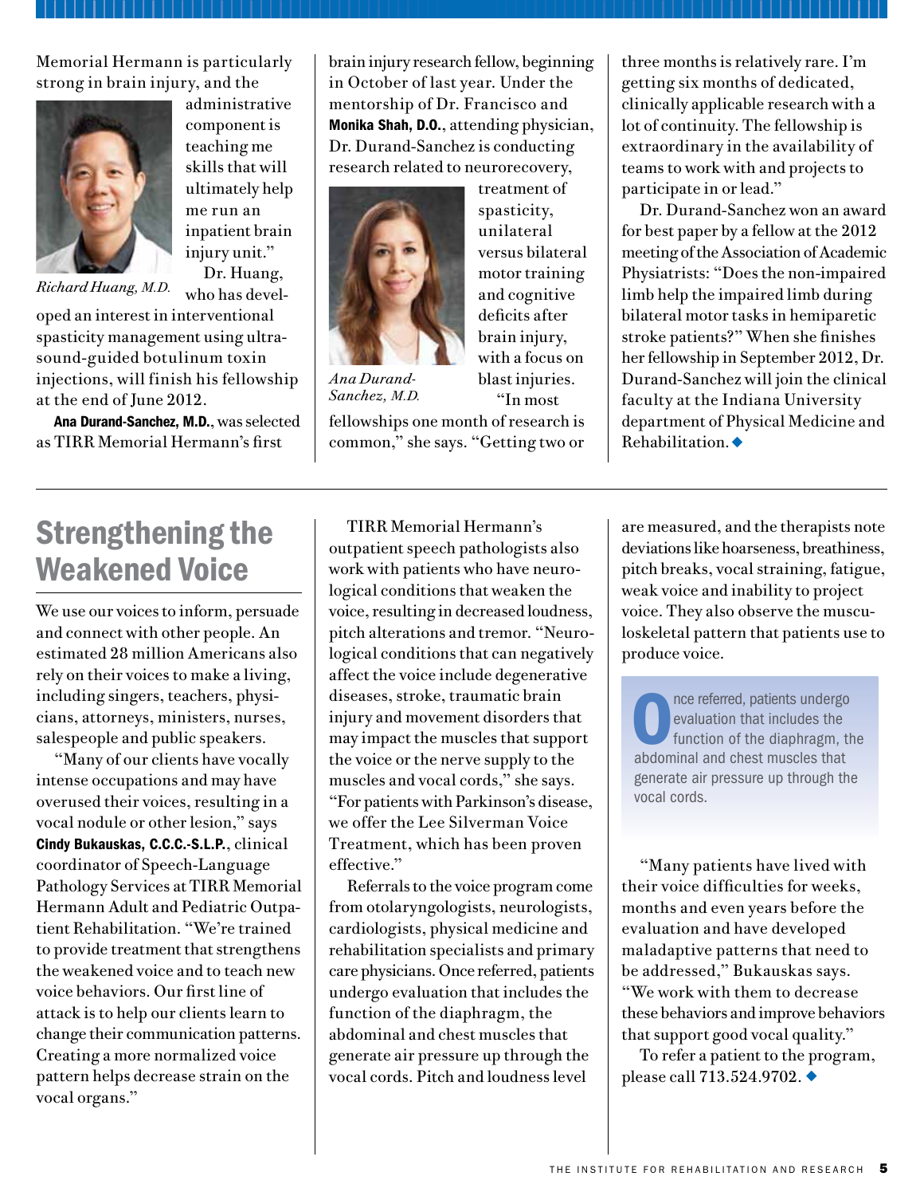Memorial Hermann is particularly strong in brain injury, and the administrative component is teaching me skills that will ultimately help me run an inpatient brain injury unit."

*Richard Huang, M.D.*

Dr. Huang, who has developed an interest in interventional spasticity management using ultrasound-guided botulinum toxin injections, will finish his fellowship at the end of June 2012.

**Ana Durand-Sanchez, M.D.**, was selected as TIRR Memorial Hermann's first brain injury research fellow, beginning in October of last year. Under the mentorship of Dr. Francisco and **Monika Shah, D.O.**, attending physician, Dr. Durand-Sanchez is conducting research related to neurorecovery, treatment of spasticity, unilateral versus bilateral motor training and cognitive deficits after brain injury, with a focus on blast injuries.

*Ana Durand-Sanchez, M.D.*

"In most fellowships one month of research is common," she says. "Getting two or three months is relatively rare. I'm getting six months of dedicated, clinically applicable research with a lot of continuity. The fellowship is extraordinary in the availability of teams to work with and projects to participate in or lead."

Dr. Durand-Sanchez won an award for best paper by a fellow at the 2012 meeting of the Association of Academic Physiatrists: "Does the non-impaired limb help the impaired limb during bilateral motor tasks in hemiparetic stroke patients?" When she finishes her fellowship in September 2012, Dr. Durand-Sanchez will join the clinical faculty at the Indiana University department of Physical Medicine and Rehabilitation. ◆

---

## Strengthening the Weakened Voice

We use our voices to inform, persuade and connect with other people. An estimated 28 million Americans also rely on their voices to make a living, including singers, teachers, physicians, attorneys, ministers, nurses, salespeople and public speakers.

"Many of our clients have vocally intense occupations and may have overused their voices, resulting in a vocal nodule or other lesion," says **Cindy Bukauskas, C.C.C.-S.L.P.**, clinical coordinator of Speech-Language Pathology Services at TIRR Memorial Hermann Adult and Pediatric Outpatient Rehabilitation. "We're trained to provide treatment that strengthens the weakened voice and to teach new voice behaviors. Our first line of attack is to help our clients learn to change their communication patterns. Creating a more normalized voice pattern helps decrease strain on the vocal organs."

TIRR Memorial Hermann's outpatient speech pathologists also work with patients who have neurological conditions that weaken the voice, resulting in decreased loudness, pitch alterations and tremor. "Neurological conditions that can negatively affect the voice include degenerative diseases, stroke, traumatic brain injury and movement disorders that may impact the muscles that support the voice or the nerve supply to the muscles and vocal cords," she says. "For patients with Parkinson's disease, we offer the Lee Silverman Voice Treatment, which has been proven effective."

Referrals to the voice program come from otolaryngologists, neurologists, cardiologists, physical medicine and rehabilitation specialists and primary care physicians. Once referred, patients undergo evaluation that includes the function of the diaphragm, the abdominal and chest muscles that generate air pressure up through the vocal cords. Pitch and loudness level are measured, and the therapists note deviations like hoarseness, breathiness, pitch breaks, vocal straining, fatigue, weak voice and inability to project voice. They also observe the musculoskeletal pattern that patients use to produce voice.

> Once referred, patients undergo evaluation that includes the function of the diaphragm, the abdominal and chest muscles that generate air pressure up through the vocal cords.

"Many patients have lived with their voice difficulties for weeks, months and even years before the evaluation and have developed maladaptive patterns that need to be addressed," Bukauskas says. "We work with them to decrease these behaviors and improve behaviors that support good vocal quality."

To refer a patient to the program, please call 713.524.9702. ◆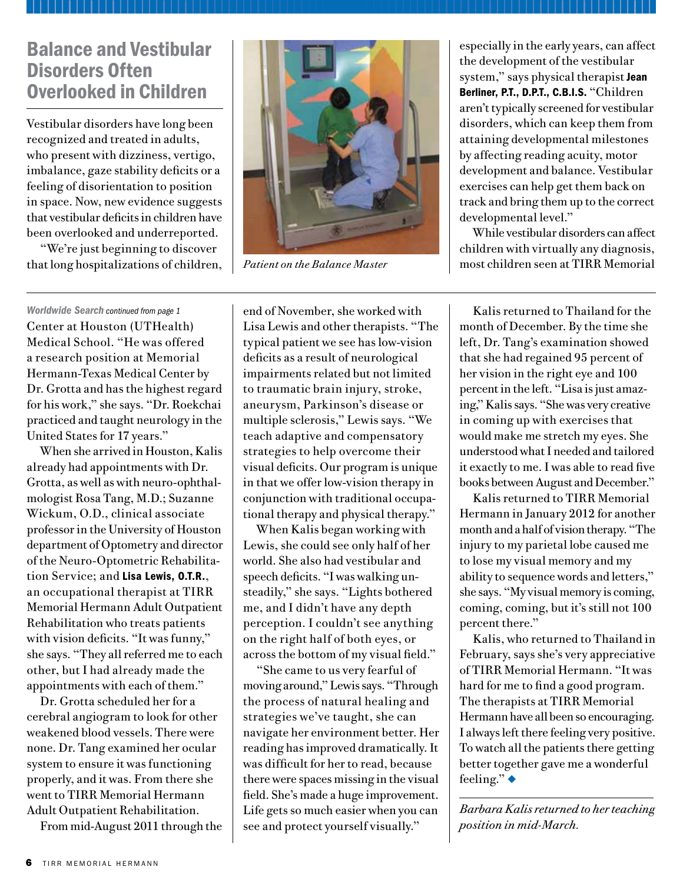## Balance and Vestibular Disorders Often Overlooked in Children

Vestibular disorders have long been recognized and treated in adults, who present with dizziness, vertigo, imbalance, gaze stability deficits or a feeling of disorientation to position in space. Now, new evidence suggests that vestibular deficits in children have been overlooked and underreported.

"We're just beginning to discover that long hospitalizations of children, especially in the early years, can affect the development of the vestibular system," says physical therapist **Jean Berliner, P.T., D.P.T., C.B.I.S.** "Children aren't typically screened for vestibular disorders, which can keep them from attaining developmental milestones by affecting reading acuity, motor development and balance. Vestibular exercises can help get them back on track and bring them up to the correct developmental level."

While vestibular disorders can affect children with virtually any diagnosis, most children seen at TIRR Memorial

*Patient on the Balance Master*

---

***Worldwide Search** continued from page 1*

Center at Houston (UTHealth) Medical School. "He was offered a research position at Memorial Hermann-Texas Medical Center by Dr. Grotta and has the highest regard for his work," she says. "Dr. Roekchai practiced and taught neurology in the United States for 17 years."

When she arrived in Houston, Kalis already had appointments with Dr. Grotta, as well as with neuro-ophthalmologist Rosa Tang, M.D.; Suzanne Wickum, O.D., clinical associate professor in the University of Houston department of Optometry and director of the Neuro-Optometric Rehabilitation Service; and **Lisa Lewis, O.T.R.**, an occupational therapist at TIRR Memorial Hermann Adult Outpatient Rehabilitation who treats patients with vision deficits. "It was funny," she says. "They all referred me to each other, but I had already made the appointments with each of them."

Dr. Grotta scheduled her for a cerebral angiogram to look for other weakened blood vessels. There were none. Dr. Tang examined her ocular system to ensure it was functioning properly, and it was. From there she went to TIRR Memorial Hermann Adult Outpatient Rehabilitation.

From mid-August 2011 through the end of November, she worked with Lisa Lewis and other therapists. "The typical patient we see has low-vision deficits as a result of neurological impairments related but not limited to traumatic brain injury, stroke, aneurysm, Parkinson's disease or multiple sclerosis," Lewis says. "We teach adaptive and compensatory strategies to help overcome their visual deficits. Our program is unique in that we offer low-vision therapy in conjunction with traditional occupational therapy and physical therapy."

When Kalis began working with Lewis, she could see only half of her world. She also had vestibular and speech deficits. "I was walking unsteadily," she says. "Lights bothered me, and I didn't have any depth perception. I couldn't see anything on the right half of both eyes, or across the bottom of my visual field."

"She came to us very fearful of moving around," Lewis says. "Through the process of natural healing and strategies we've taught, she can navigate her environment better. Her reading has improved dramatically. It was difficult for her to read, because there were spaces missing in the visual field. She's made a huge improvement. Life gets so much easier when you can see and protect yourself visually."

Kalis returned to Thailand for the month of December. By the time she left, Dr. Tang's examination showed that she had regained 95 percent of her vision in the right eye and 100 percent in the left. "Lisa is just amazing," Kalis says. "She was very creative in coming up with exercises that would make me stretch my eyes. She understood what I needed and tailored it exactly to me. I was able to read five books between August and December."

Kalis returned to TIRR Memorial Hermann in January 2012 for another month and a half of vision therapy. "The injury to my parietal lobe caused me to lose my visual memory and my ability to sequence words and letters," she says. "My visual memory is coming, coming, coming, but it's still not 100 percent there."

Kalis, who returned to Thailand in February, says she's very appreciative of TIRR Memorial Hermann. "It was hard for me to find a good program. The therapists at TIRR Memorial Hermann have all been so encouraging. I always left there feeling very positive. To watch all the patients there getting better together gave me a wonderful feeling." ◆

*Barbara Kalis returned to her teaching position in mid-March.*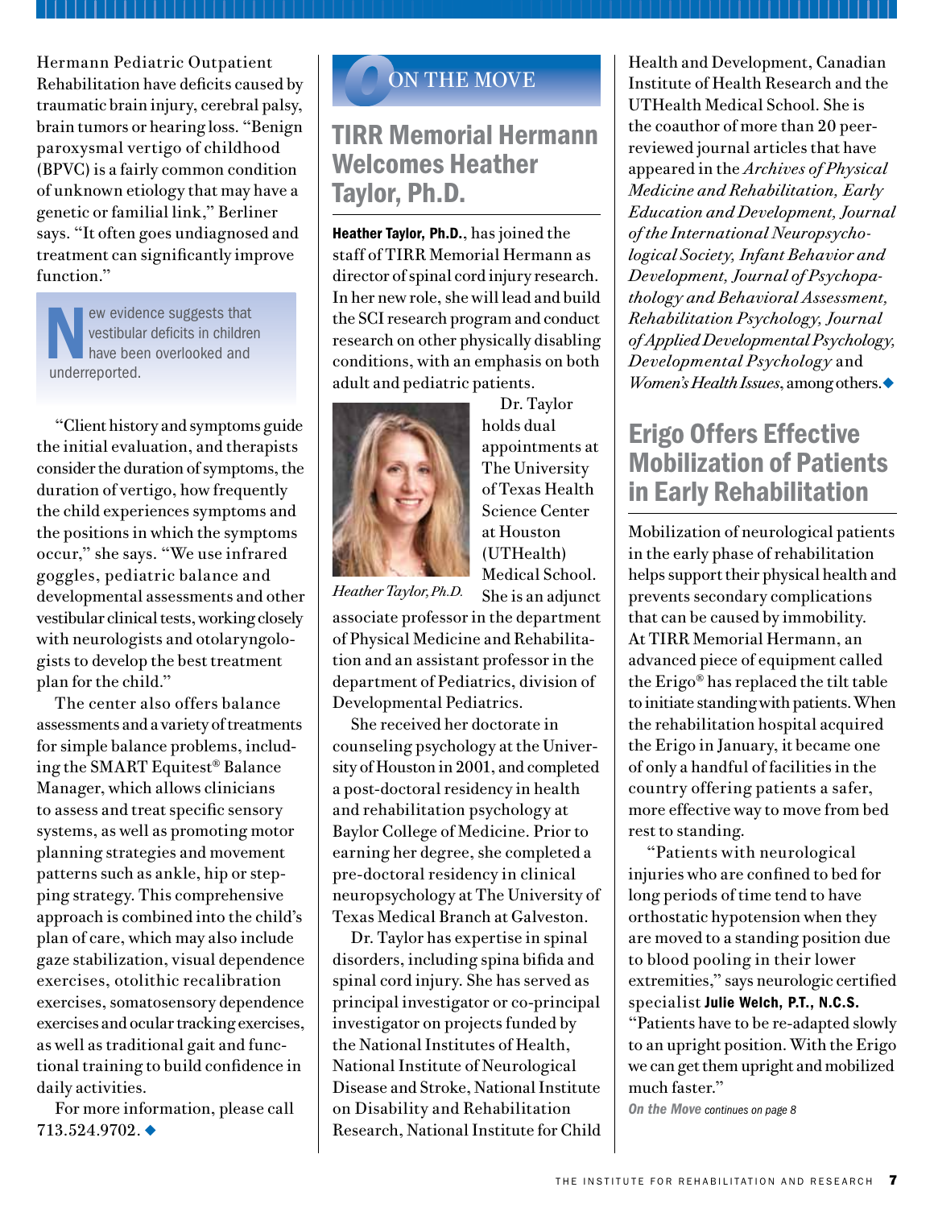Hermann Pediatric Outpatient Rehabilitation have deficits caused by traumatic brain injury, cerebral palsy, brain tumors or hearing loss. "Benign paroxysmal vertigo of childhood (BPVC) is a fairly common condition of unknown etiology that may have a genetic or familial link," Berliner says. "It often goes undiagnosed and treatment can significantly improve function."

> New evidence suggests that vestibular deficits in children have been overlooked and underreported.

"Client history and symptoms guide the initial evaluation, and therapists consider the duration of symptoms, the duration of vertigo, how frequently the child experiences symptoms and the positions in which the symptoms occur," she says. "We use infrared goggles, pediatric balance and developmental assessments and other vestibular clinical tests, working closely with neurologists and otolaryngologists to develop the best treatment plan for the child."

The center also offers balance assessments and a variety of treatments for simple balance problems, including the SMART Equitest® Balance Manager, which allows clinicians to assess and treat specific sensory systems, as well as promoting motor planning strategies and movement patterns such as ankle, hip or stepping strategy. This comprehensive approach is combined into the child's plan of care, which may also include gaze stabilization, visual dependence exercises, otolithic recalibration exercises, somatosensory dependence exercises and ocular tracking exercises, as well as traditional gait and functional training to build confidence in daily activities.

For more information, please call 713.524.9702. ◆

## ON THE MOVE

## TIRR Memorial Hermann Welcomes Heather Taylor, Ph.D.

**Heather Taylor, Ph.D.**, has joined the staff of TIRR Memorial Hermann as director of spinal cord injury research. In her new role, she will lead and build the SCI research program and conduct research on other physically disabling conditions, with an emphasis on both adult and pediatric patients.

*Heather Taylor, Ph.D.*

Dr. Taylor holds dual appointments at The University of Texas Health Science Center at Houston (UTHealth) Medical School. She is an adjunct associate professor in the department of Physical Medicine and Rehabilitation and an assistant professor in the department of Pediatrics, division of Developmental Pediatrics.

She received her doctorate in counseling psychology at the University of Houston in 2001, and completed a post-doctoral residency in health and rehabilitation psychology at Baylor College of Medicine. Prior to earning her degree, she completed a pre-doctoral residency in clinical neuropsychology at The University of Texas Medical Branch at Galveston.

Dr. Taylor has expertise in spinal disorders, including spina bifida and spinal cord injury. She has served as principal investigator or co-principal investigator on projects funded by the National Institutes of Health, National Institute of Neurological Disease and Stroke, National Institute on Disability and Rehabilitation Research, National Institute for Child Health and Development, Canadian Institute of Health Research and the UTHealth Medical School. She is the coauthor of more than 20 peer-reviewed journal articles that have appeared in the *Archives of Physical Medicine and Rehabilitation, Early Education and Development, Journal of the International Neuropsychological Society, Infant Behavior and Development, Journal of Psychopathology and Behavioral Assessment, Rehabilitation Psychology, Journal of Applied Developmental Psychology, Developmental Psychology* and *Women's Health Issues*, among others. ◆

## Erigo Offers Effective Mobilization of Patients in Early Rehabilitation

Mobilization of neurological patients in the early phase of rehabilitation helps support their physical health and prevents secondary complications that can be caused by immobility. At TIRR Memorial Hermann, an advanced piece of equipment called the Erigo® has replaced the tilt table to initiate standing with patients. When the rehabilitation hospital acquired the Erigo in January, it became one of only a handful of facilities in the country offering patients a safer, more effective way to move from bed rest to standing.

"Patients with neurological injuries who are confined to bed for long periods of time tend to have orthostatic hypotension when they are moved to a standing position due to blood pooling in their lower extremities," says neurologic certified specialist **Julie Welch, P.T., N.C.S.** "Patients have to be re-adapted slowly to an upright position. With the Erigo we can get them upright and mobilized much faster."

*On the Move continues on page 8*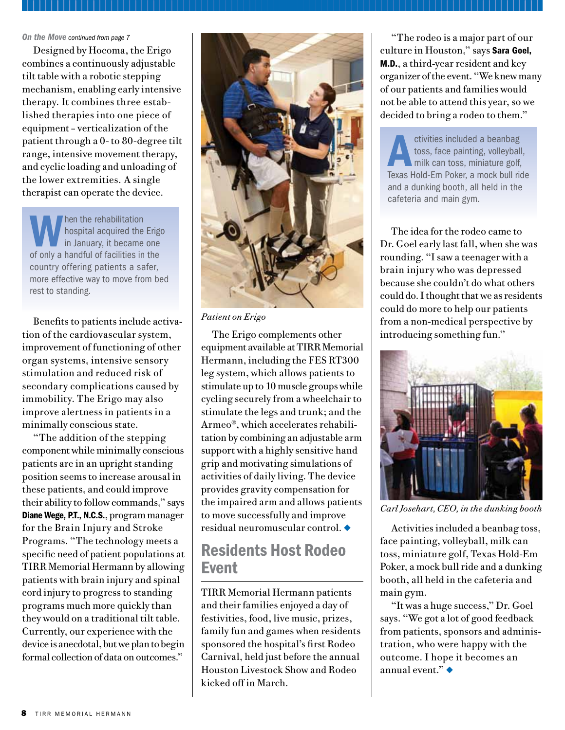*On the Move continued from page 7*

Designed by Hocoma, the Erigo combines a continuously adjustable tilt table with a robotic stepping mechanism, enabling early intensive therapy. It combines three established therapies into one piece of equipment – verticalization of the patient through a 0- to 80-degree tilt range, intensive movement therapy, and cyclic loading and unloading of the lower extremities. A single therapist can operate the device.

> When the rehabilitation hospital acquired the Erigo in January, it became one of only a handful of facilities in the country offering patients a safer, more effective way to move from bed rest to standing.

Benefits to patients include activation of the cardiovascular system, improvement of functioning of other organ systems, intensive sensory stimulation and reduced risk of secondary complications caused by immobility. The Erigo may also improve alertness in patients in a minimally conscious state.

"The addition of the stepping component while minimally conscious patients are in an upright standing position seems to increase arousal in these patients, and could improve their ability to follow commands," says **Diane Wege, P.T., N.C.S.**, program manager for the Brain Injury and Stroke Programs. "The technology meets a specific need of patient populations at TIRR Memorial Hermann by allowing patients with brain injury and spinal cord injury to progress to standing programs much more quickly than they would on a traditional tilt table. Currently, our experience with the device is anecdotal, but we plan to begin formal collection of data on outcomes."

*Patient on Erigo*

The Erigo complements other equipment available at TIRR Memorial Hermann, including the FES RT300 leg system, which allows patients to stimulate up to 10 muscle groups while cycling securely from a wheelchair to stimulate the legs and trunk; and the Armeo®, which accelerates rehabilitation by combining an adjustable arm support with a highly sensitive hand grip and motivating simulations of activities of daily living. The device provides gravity compensation for the impaired arm and allows patients to move successfully and improve residual neuromuscular control. ◆

## Residents Host Rodeo Event

TIRR Memorial Hermann patients and their families enjoyed a day of festivities, food, live music, prizes, family fun and games when residents sponsored the hospital's first Rodeo Carnival, held just before the annual Houston Livestock Show and Rodeo kicked off in March.

"The rodeo is a major part of our culture in Houston," says **Sara Goel, M.D.**, a third-year resident and key organizer of the event. "We knew many of our patients and families would not be able to attend this year, so we decided to bring a rodeo to them."

> Activities included a beanbag toss, face painting, volleyball, milk can toss, miniature golf, Texas Hold-Em Poker, a mock bull ride and a dunking booth, all held in the cafeteria and main gym.

The idea for the rodeo came to Dr. Goel early last fall, when she was rounding. "I saw a teenager with a brain injury who was depressed because she couldn't do what others could do. I thought that we as residents could do more to help our patients from a non-medical perspective by introducing something fun."

*Carl Josehart, CEO, in the dunking booth*

Activities included a beanbag toss, face painting, volleyball, milk can toss, miniature golf, Texas Hold-Em Poker, a mock bull ride and a dunking booth, all held in the cafeteria and main gym.

"It was a huge success," Dr. Goel says. "We got a lot of good feedback from patients, sponsors and administration, who were happy with the outcome. I hope it becomes an annual event." ◆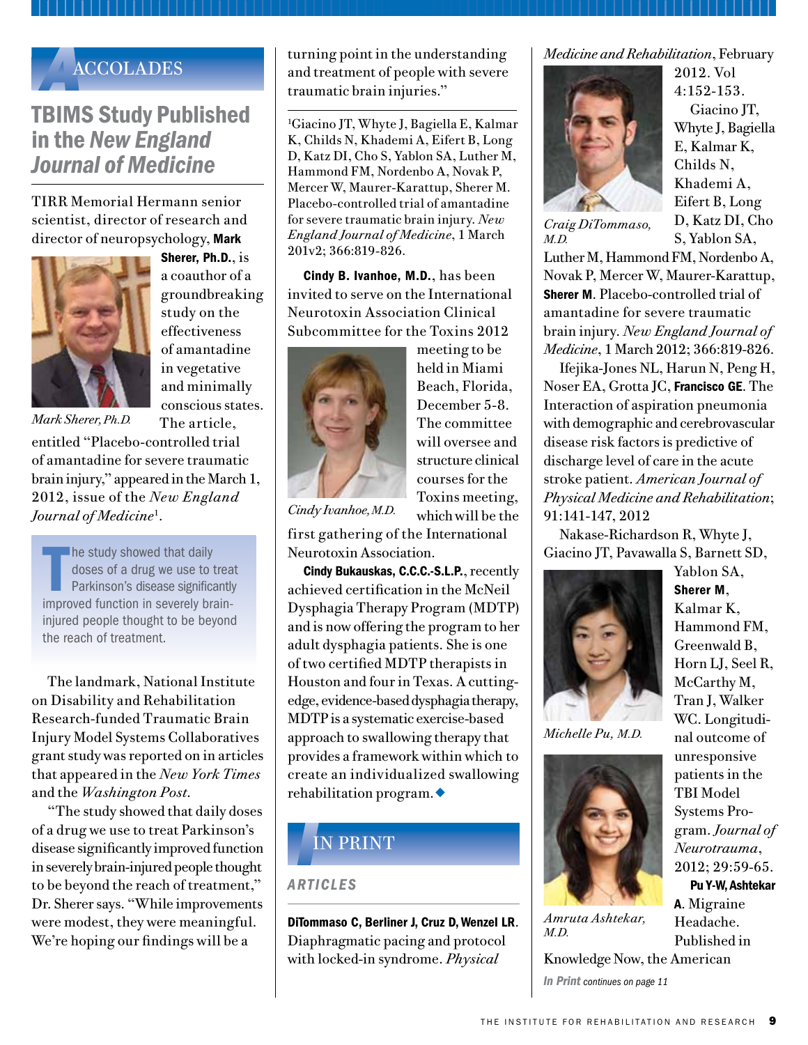# Accolades

## TBIMS Study Published in the *New England Journal of Medicine*

TIRR Memorial Hermann senior scientist, director of research and director of neuropsychology, **Mark Sherer, Ph.D.**, is a coauthor of a groundbreaking study on the effectiveness of amantadine in vegetative and minimally conscious states. The article, entitled "Placebo-controlled trial of amantadine for severe traumatic brain injury," appeared in the March 1, 2012, issue of the *New England Journal of Medicine*[1].

*Mark Sherer, Ph.D.*

> The study showed that daily doses of a drug we use to treat Parkinson's disease significantly improved function in severely brain-injured people thought to be beyond the reach of treatment.

The landmark, National Institute on Disability and Rehabilitation Research-funded Traumatic Brain Injury Model Systems Collaboratives grant study was reported on in articles that appeared in the *New York Times* and the *Washington Post*.

"The study showed that daily doses of a drug we use to treat Parkinson's disease significantly improved function in severely brain-injured people thought to be beyond the reach of treatment," Dr. Sherer says. "While improvements were modest, they were meaningful. We're hoping our findings will be a turning point in the understanding and treatment of people with severe traumatic brain injuries."

[1]Giacino JT, Whyte J, Bagiella E, Kalmar K, Childs N, Khademi A, Eifert B, Long D, Katz DI, Cho S, Yablon SA, Luther M, Hammond FM, Nordenbo A, Novak P, Mercer W, Maurer-Karattup, Sherer M. Placebo-controlled trial of amantadine for severe traumatic brain injury. *New England Journal of Medicine*, 1 March 201v2; 366:819-826.

**Cindy B. Ivanhoe, M.D.**, has been invited to serve on the International Neurotoxin Association Clinical Subcommittee for the Toxins 2012 meeting to be held in Miami Beach, Florida, December 5-8. The committee will oversee and structure clinical courses for the Toxins meeting, which will be the first gathering of the International Neurotoxin Association.

*Cindy Ivanhoe, M.D.*

**Cindy Bukauskas, C.C.C.-S.L.P.**, recently achieved certification in the McNeil Dysphagia Therapy Program (MDTP) and is now offering the program to her adult dysphagia patients. She is one of two certified MDTP therapists in Houston and four in Texas. A cutting-edge, evidence-based dysphagia therapy, MDTP is a systematic exercise-based approach to swallowing therapy that provides a framework within which to create an individualized swallowing rehabilitation program. ◆

# In Print

## Articles

**DiTommaso C, Berliner J, Cruz D, Wenzel LR**. Diaphragmatic pacing and protocol with locked-in syndrome. *Physical Medicine and Rehabilitation*, February 2012. Vol 4:152-153.

*Craig DiTommaso, M.D.*

Giacino JT, Whyte J, Bagiella E, Kalmar K, Childs N, Khademi A, Eifert B, Long D, Katz DI, Cho S, Yablon SA, Luther M, Hammond FM, Nordenbo A, Novak P, Mercer W, Maurer-Karattup, **Sherer M**. Placebo-controlled trial of amantadine for severe traumatic brain injury. *New England Journal of Medicine*, 1 March 2012; 366:819-826.

Ifejika-Jones NL, Harun N, Peng H, Noser EA, Grotta JC, **Francisco GE**. The Interaction of aspiration pneumonia with demographic and cerebrovascular disease risk factors is predictive of discharge level of care in the acute stroke patient. *American Journal of Physical Medicine and Rehabilitation*; 91:141-147, 2012

Nakase-Richardson R, Whyte J, Giacino JT, Pavawalla S, Barnett SD, Yablon SA, **Sherer M**, Kalmar K, Hammond FM, Greenwald B, Horn LJ, Seel R, McCarthy M, Tran J, Walker WC. Longitudinal outcome of unresponsive patients in the TBI Model Systems Program. *Journal of Neurotrauma*, 2012; 29:59-65.

*Michelle Pu, M.D.*

**Pu Y-W, Ashtekar A**. Migraine Headache. Published in Knowledge Now, the American

*Amruta Ashtekar, M.D.*

*In Print continues on page 11*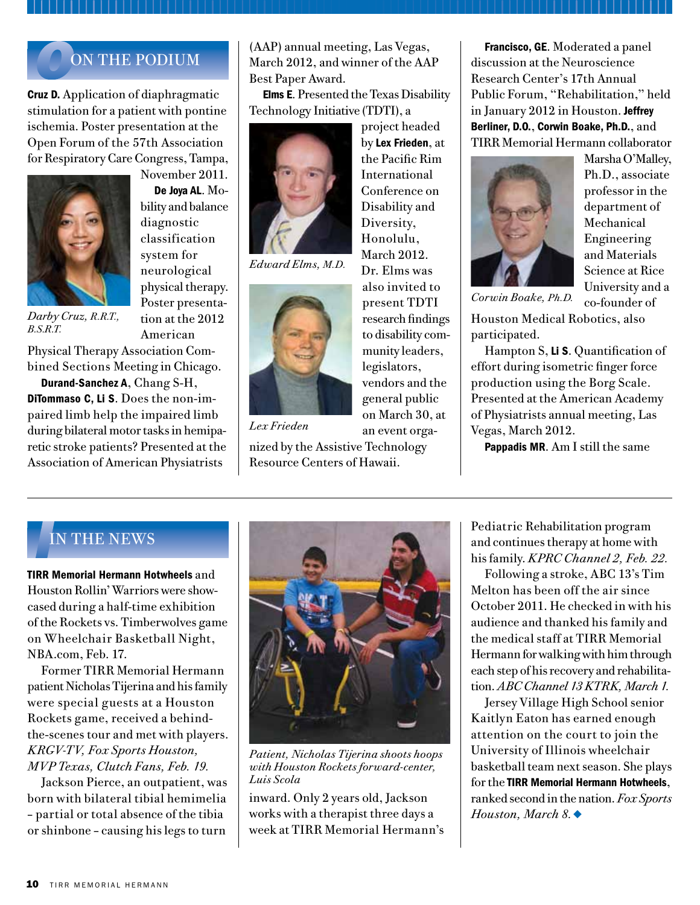## ON THE PODIUM

**Cruz D.** Application of diaphragmatic stimulation for a patient with pontine ischemia. Poster presentation at the Open Forum of the 57th Association for Respiratory Care Congress, Tampa, November 2011.

*Darby Cruz, R.R.T., B.S.R.T.*

**De Joya AL.** Mobility and balance diagnostic classification system for neurological physical therapy. Poster presentation at the 2012 American Physical Therapy Association Combined Sections Meeting in Chicago.

**Durand-Sanchez A**, Chang S-H, **DiTommaso C, Li S**. Does the non-impaired limb help the impaired limb during bilateral motor tasks in hemiparetic stroke patients? Presented at the Association of American Physiatrists (AAP) annual meeting, Las Vegas, March 2012, and winner of the AAP Best Paper Award.

**Elms E.** Presented the Texas Disability Technology Initiative (TDTI), a project headed by **Lex Frieden**, at the Pacific Rim International Conference on Disability and Diversity, Honolulu, March 2012. Dr. Elms was also invited to present TDTI research findings to disability community leaders, legislators, vendors and the general public on March 30, at an event organized by the Assistive Technology Resource Centers of Hawaii.

*Edward Elms, M.D.*

*Lex Frieden*

**Francisco, GE.** Moderated a panel discussion at the Neuroscience Research Center's 17th Annual Public Forum, "Rehabilitation," held in January 2012 in Houston. **Jeffrey Berliner, D.O.**, **Corwin Boake, Ph.D.**, and TIRR Memorial Hermann collaborator Marsha O'Malley, Ph.D., associate professor in the department of Mechanical Engineering and Materials Science at Rice University and a co-founder of Houston Medical Robotics, also participated.

*Corwin Boake, Ph.D.*

Hampton S, **Li S**. Quantification of effort during isometric finger force production using the Borg Scale. Presented at the American Academy of Physiatrists annual meeting, Las Vegas, March 2012.

**Pappadis MR**. Am I still the same

## IN THE NEWS

**TIRR Memorial Hermann Hotwheels** and Houston Rollin' Warriors were showcased during a half-time exhibition of the Rockets vs. Timberwolves game on Wheelchair Basketball Night, NBA.com, Feb. 17.

Former TIRR Memorial Hermann patient Nicholas Tijerina and his family were special guests at a Houston Rockets game, received a behind-the-scenes tour and met with players. *KRGV-TV, Fox Sports Houston, MVP Texas, Clutch Fans, Feb. 19.*

*Patient, Nicholas Tijerina shoots hoops with Houston Rockets forward-center, Luis Scola*

Jackson Pierce, an outpatient, was born with bilateral tibial hemimelia – partial or total absence of the tibia or shinbone – causing his legs to turn inward. Only 2 years old, Jackson works with a therapist three days a week at TIRR Memorial Hermann's Pediatric Rehabilitation program and continues therapy at home with his family. *KPRC Channel 2, Feb. 22.*

Following a stroke, ABC 13's Tim Melton has been off the air since October 2011. He checked in with his audience and thanked his family and the medical staff at TIRR Memorial Hermann for walking with him through each step of his recovery and rehabilitation. *ABC Channel 13 KTRK, March 1.*

Jersey Village High School senior Kaitlyn Eaton has earned enough attention on the court to join the University of Illinois wheelchair basketball team next season. She plays for the **TIRR Memorial Hermann Hotwheels**, ranked second in the nation. *Fox Sports Houston, March 8.* ◆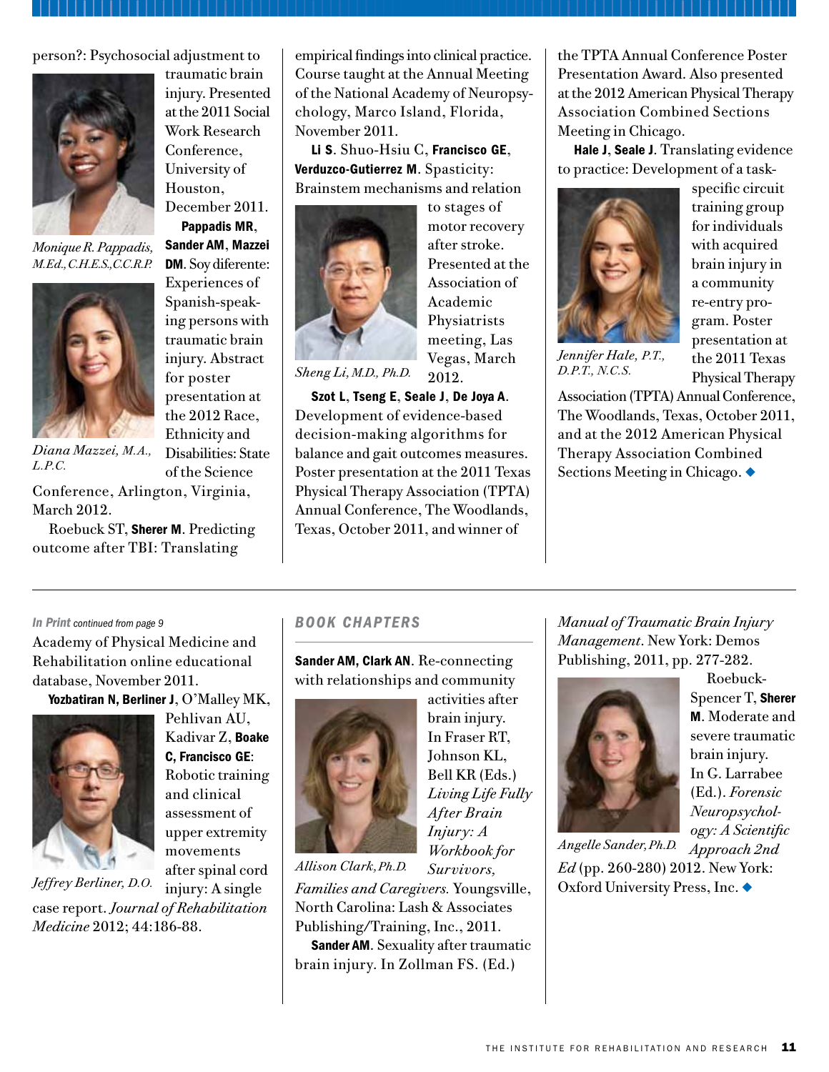person?: Psychosocial adjustment to traumatic brain injury. Presented at the 2011 Social Work Research Conference, University of Houston, December 2011.

*Monique R. Pappadis, M.Ed., C.H.E.S., C.C.R.P.*

**Pappadis MR**, **Sander AM**, **Mazzei DM**. Soy diferente: Experiences of Spanish-speaking persons with traumatic brain injury. Abstract for poster presentation at the 2012 Race, Ethnicity and Disabilities: State of the Science Conference, Arlington, Virginia, March 2012.

*Diana Mazzei, M.A., L.P.C.*

Roebuck ST, **Sherer M**. Predicting outcome after TBI: Translating empirical findings into clinical practice. Course taught at the Annual Meeting of the National Academy of Neuropsychology, Marco Island, Florida, November 2011.

**Li S**. Shuo-Hsiu C, **Francisco GE**, **Verduzco-Gutierrez M**. Spasticity: Brainstem mechanisms and relation to stages of motor recovery after stroke. Presented at the Association of Academic Physiatrists meeting, Las Vegas, March 2012.

*Sheng Li, M.D., Ph.D.*

**Szot L**, **Tseng E**, **Seale J**, **De Joya A**. Development of evidence-based decision-making algorithms for balance and gait outcomes measures. Poster presentation at the 2011 Texas Physical Therapy Association (TPTA) Annual Conference, The Woodlands, Texas, October 2011, and winner of the TPTA Annual Conference Poster Presentation Award. Also presented at the 2012 American Physical Therapy Association Combined Sections Meeting in Chicago.

**Hale J**, **Seale J**. Translating evidence to practice: Development of a task-specific circuit training group for individuals with acquired brain injury in a community re-entry program. Poster presentation at the 2011 Texas Physical Therapy Association (TPTA) Annual Conference, The Woodlands, Texas, October 2011, and at the 2012 American Physical Therapy Association Combined Sections Meeting in Chicago. ◆

*Jennifer Hale, P.T., D.P.T., N.C.S.*

---

*In Print continued from page 9*

Academy of Physical Medicine and Rehabilitation online educational database, November 2011.

**Yozbatiran N**, **Berliner J**, O'Malley MK, Pehlivan AU, Kadivar Z, **Boake C**, **Francisco GE**: Robotic training and clinical assessment of upper extremity movements after spinal cord injury: A single case report. *Journal of Rehabilitation Medicine* 2012; 44:186-88.

*Jeffrey Berliner, D.O.*

## BOOK CHAPTERS

**Sander AM**, **Clark AN**. Re-connecting with relationships and community activities after brain injury. In Fraser RT, Johnson KL, Bell KR (Eds.) *Living Life Fully After Brain Injury: A Workbook for Survivors, Families and Caregivers.* Youngsville, North Carolina: Lash & Associates Publishing/Training, Inc., 2011.

*Allison Clark, Ph.D.*

**Sander AM**. Sexuality after traumatic brain injury. In Zollman FS. (Ed.) *Manual of Traumatic Brain Injury Management*. New York: Demos Publishing, 2011, pp. 277-282.

Roebuck-Spencer T, **Sherer M**. Moderate and severe traumatic brain injury. In G. Larrabee (Ed.). *Forensic Neuropsychology: A Scientific Approach 2nd Ed* (pp. 260-280) 2012. New York: Oxford University Press, Inc. ◆

*Angelle Sander, Ph.D.*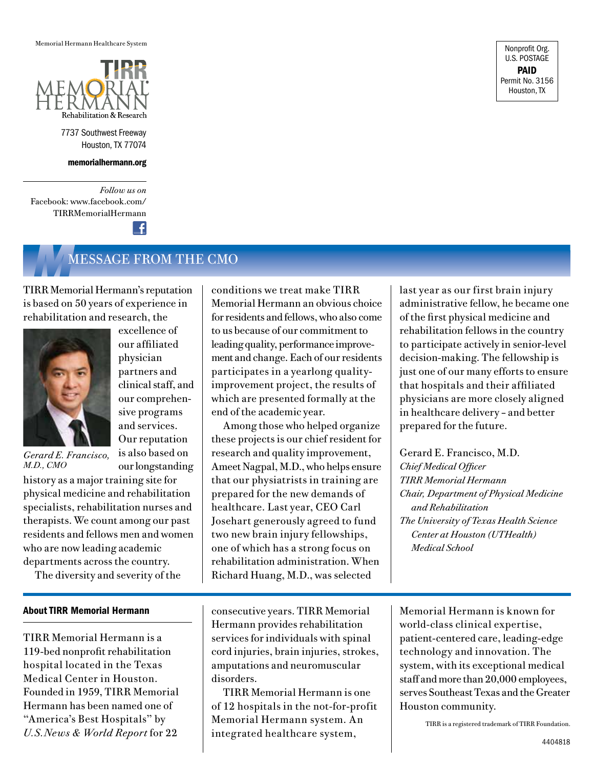Memorial Hermann Healthcare System

TIRR MEMORIAL HERMANN
Rehabilitation & Research

7737 Southwest Freeway
Houston, TX 77074

**memorialhermann.org**

*Follow us on*
Facebook: www.facebook.com/TIRRMemorialHermann

Nonprofit Org.
U.S. POSTAGE
**PAID**
Permit No. 3156
Houston, TX

## MESSAGE FROM THE CMO

TIRR Memorial Hermann's reputation is based on 50 years of experience in rehabilitation and research, the excellence of our affiliated physician partners and clinical staff, and our comprehensive programs and services. Our reputation is also based on our longstanding history as a major training site for physical medicine and rehabilitation specialists, rehabilitation nurses and therapists. We count among our past residents and fellows men and women who are now leading academic departments across the country.

*Gerard E. Francisco, M.D., CMO*

The diversity and severity of the conditions we treat make TIRR Memorial Hermann an obvious choice for residents and fellows, who also come to us because of our commitment to leading quality, performance improvement and change. Each of our residents participates in a yearlong quality-improvement project, the results of which are presented formally at the end of the academic year.

Among those who helped organize these projects is our chief resident for research and quality improvement, Ameet Nagpal, M.D., who helps ensure that our physiatrists in training are prepared for the new demands of healthcare. Last year, CEO Carl Josehart generously agreed to fund two new brain injury fellowships, one of which has a strong focus on rehabilitation administration. When Richard Huang, M.D., was selected last year as our first brain injury administrative fellow, he became one of the first physical medicine and rehabilitation fellows in the country to participate actively in senior-level decision-making. The fellowship is just one of our many efforts to ensure that hospitals and their affiliated physicians are more closely aligned in healthcare delivery – and better prepared for the future.

Gerard E. Francisco, M.D.
*Chief Medical Officer*
*TIRR Memorial Hermann*
*Chair, Department of Physical Medicine and Rehabilitation*
*The University of Texas Health Science Center at Houston (UTHealth) Medical School*

### About TIRR Memorial Hermann

TIRR Memorial Hermann is a 119-bed nonprofit rehabilitation hospital located in the Texas Medical Center in Houston. Founded in 1959, TIRR Memorial Hermann has been named one of "America's Best Hospitals" by *U.S.News & World Report* for 22 consecutive years. TIRR Memorial Hermann provides rehabilitation services for individuals with spinal cord injuries, brain injuries, strokes, amputations and neuromuscular disorders.

TIRR Memorial Hermann is one of 12 hospitals in the not-for-profit Memorial Hermann system. An integrated healthcare system, Memorial Hermann is known for world-class clinical expertise, patient-centered care, leading-edge technology and innovation. The system, with its exceptional medical staff and more than 20,000 employees, serves Southeast Texas and the Greater Houston community.

TIRR is a registered trademark of TIRR Foundation.

4404818